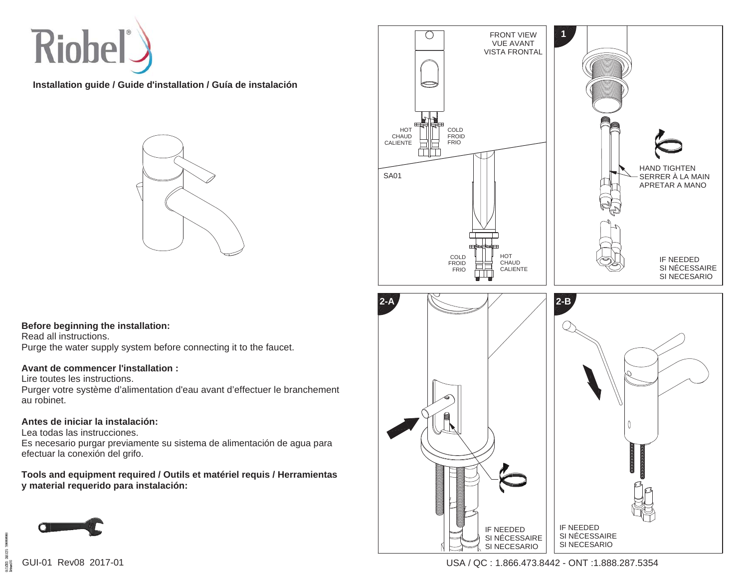Riobel®

**Installation guide / Guide d'installation / Guía de instalación**

**Before beginning the installation:**
Read all instructions.
Purge the water supply system before connecting it to the faucet.

**Avant de commencer l'installation :**
Lire toutes les instructions.
Purger votre système d'alimentation d'eau avant d'effectuer le branchement au robinet.

**Antes de iniciar la instalación:**
Lea todas las instrucciones.
Es necesario purgar previamente su sistema de alimentación de agua para efectuar la conexión del grifo.

**Tools and equipment required / Outils et matériel requis / Herramientas y material requerido para instalación:**

FRONT VIEW
VUE AVANT
VISTA FRONTAL

HOT
CHAUD
CALIENTE

COLD
FROID
FRIO

SA01

COLD
FROID
FRIO

HOT
CHAUD
CALIENTE

**1**

HAND TIGHTEN
SERRER À LA MAIN
APRETAR A MANO

IF NEEDED
SI NÉCESSAIRE
SI NECESARIO

**2-A**

IF NEEDED
SI NÉCESSAIRE
SI NECESARIO

**2-B**

IF NEEDED
SI NÉCESSAIRE
SI NECESARIO

GUI-01 Rev08 2017-01

USA / QC : 1.866.473.8442 - ONT :1.888.287.5354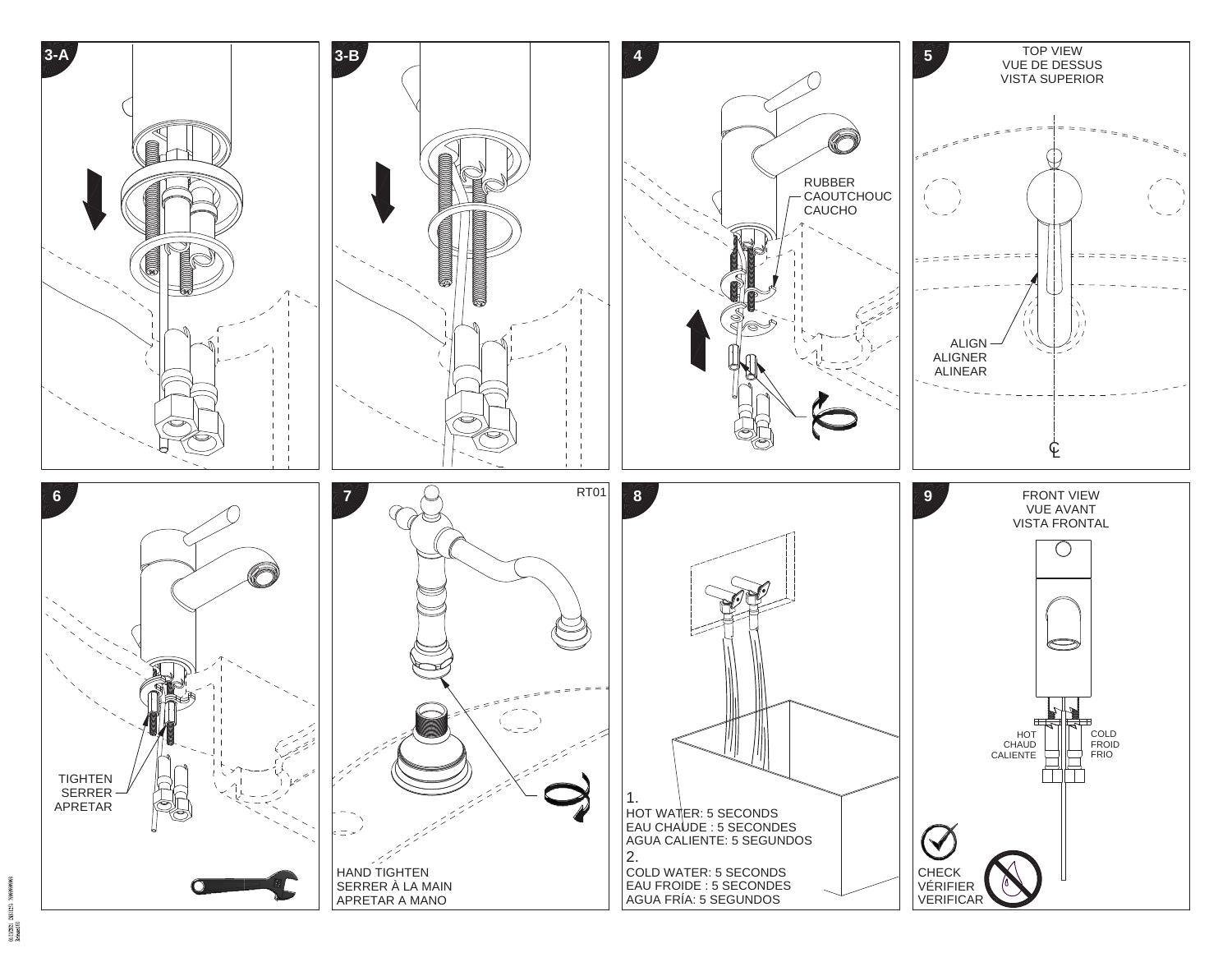3-A

3-B

4

RUBBER
CAOUTCHOUC
CAUCHO

5

TOP VIEW
VUE DE DESSUS
VISTA SUPERIOR

ALIGN
ALIGNER
ALINEAR

℄

6

TIGHTEN
SERRER
APRETAR

7

RT01

HAND TIGHTEN
SERRER À LA MAIN
APRETAR A MANO

8

1.
HOT WATER: 5 SECONDS
EAU CHAUDE : 5 SECONDES
AGUA CALIENTE: 5 SEGUNDOS

2.
COLD WATER: 5 SECONDS
EAU FROIDE : 5 SECONDES
AGUA FRÍA: 5 SEGUNDOS

9

FRONT VIEW
VUE AVANT
VISTA FRONTAL

HOT
CHAUD
CALIENTE

COLD
FROID
FRIO

CHECK
VÉRIFIER
VERIFICAR